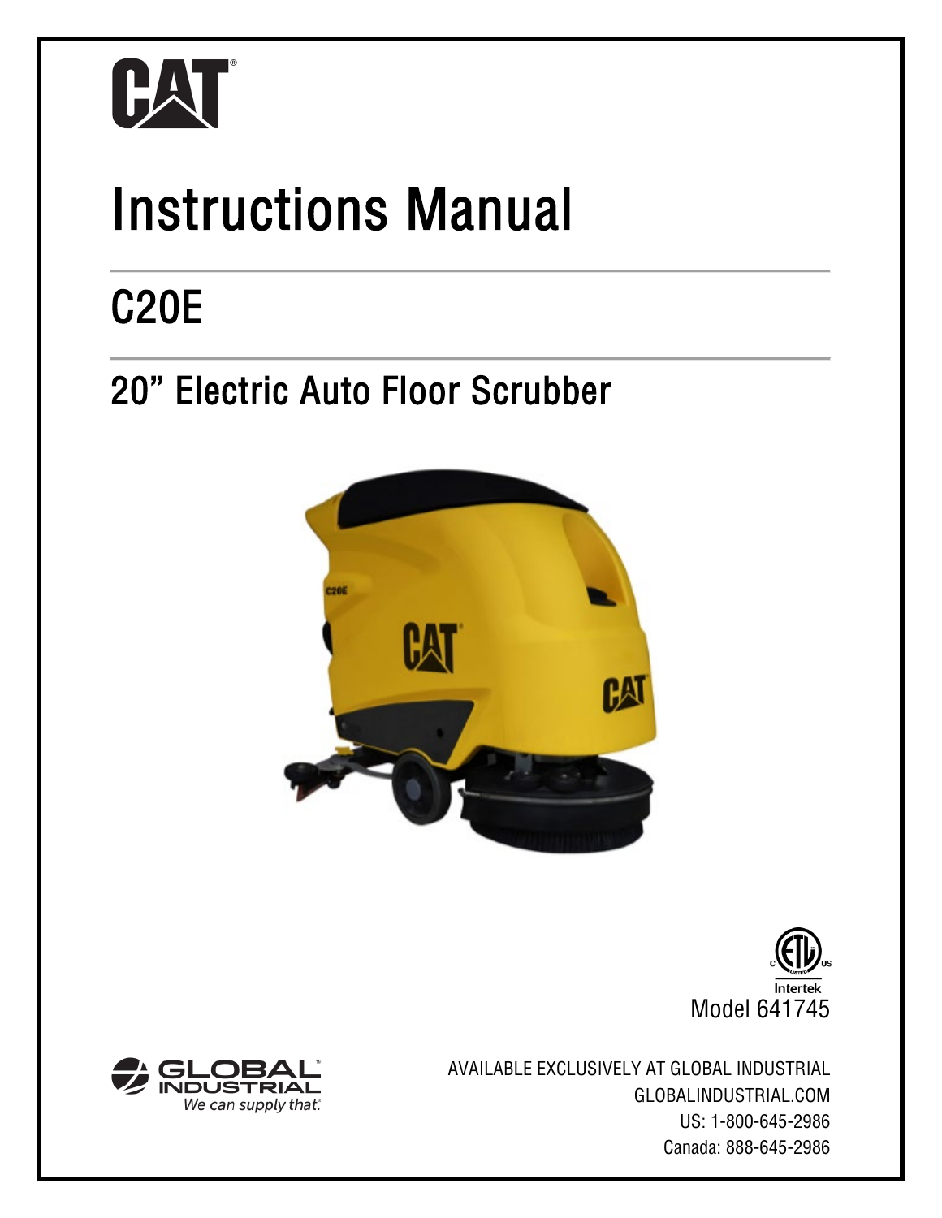CAT

# Instructions Manual

## C20E

## 20" Electric Auto Floor Scrubber

Intertek

Model 641745

GLOBAL INDUSTRIAL
*We can supply that.*

AVAILABLE EXCLUSIVELY AT GLOBAL INDUSTRIAL
GLOBALINDUSTRIAL.COM
US: 1-800-645-2986
Canada: 888-645-2986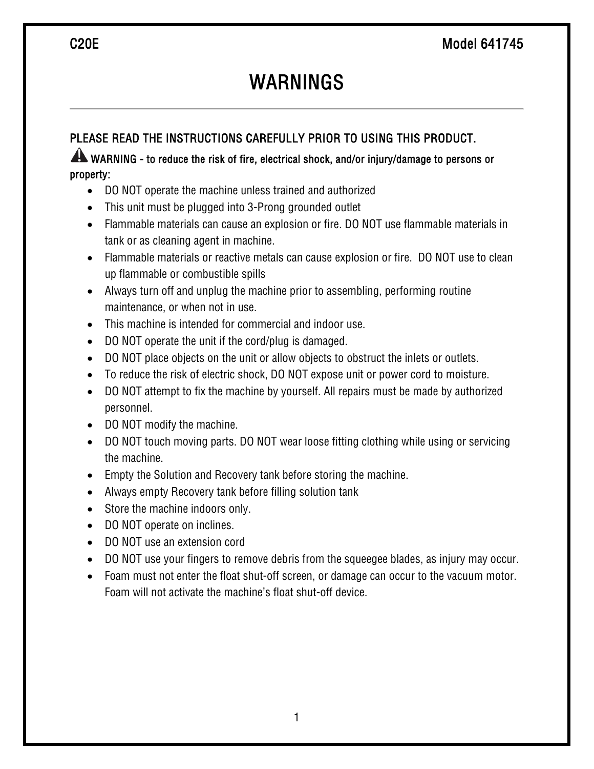# WARNINGS

**PLEASE READ THE INSTRUCTIONS CAREFULLY PRIOR TO USING THIS PRODUCT.**

⚠ **WARNING - to reduce the risk of fire, electrical shock, and/or injury/damage to persons or property:**

- DO NOT operate the machine unless trained and authorized
- This unit must be plugged into 3-Prong grounded outlet
- Flammable materials can cause an explosion or fire. DO NOT use flammable materials in tank or as cleaning agent in machine.
- Flammable materials or reactive metals can cause explosion or fire. DO NOT use to clean up flammable or combustible spills
- Always turn off and unplug the machine prior to assembling, performing routine maintenance, or when not in use.
- This machine is intended for commercial and indoor use.
- DO NOT operate the unit if the cord/plug is damaged.
- DO NOT place objects on the unit or allow objects to obstruct the inlets or outlets.
- To reduce the risk of electric shock, DO NOT expose unit or power cord to moisture.
- DO NOT attempt to fix the machine by yourself. All repairs must be made by authorized personnel.
- DO NOT modify the machine.
- DO NOT touch moving parts. DO NOT wear loose fitting clothing while using or servicing the machine.
- Empty the Solution and Recovery tank before storing the machine.
- Always empty Recovery tank before filling solution tank
- Store the machine indoors only.
- DO NOT operate on inclines.
- DO NOT use an extension cord
- DO NOT use your fingers to remove debris from the squeegee blades, as injury may occur.
- Foam must not enter the float shut-off screen, or damage can occur to the vacuum motor. Foam will not activate the machine's float shut-off device.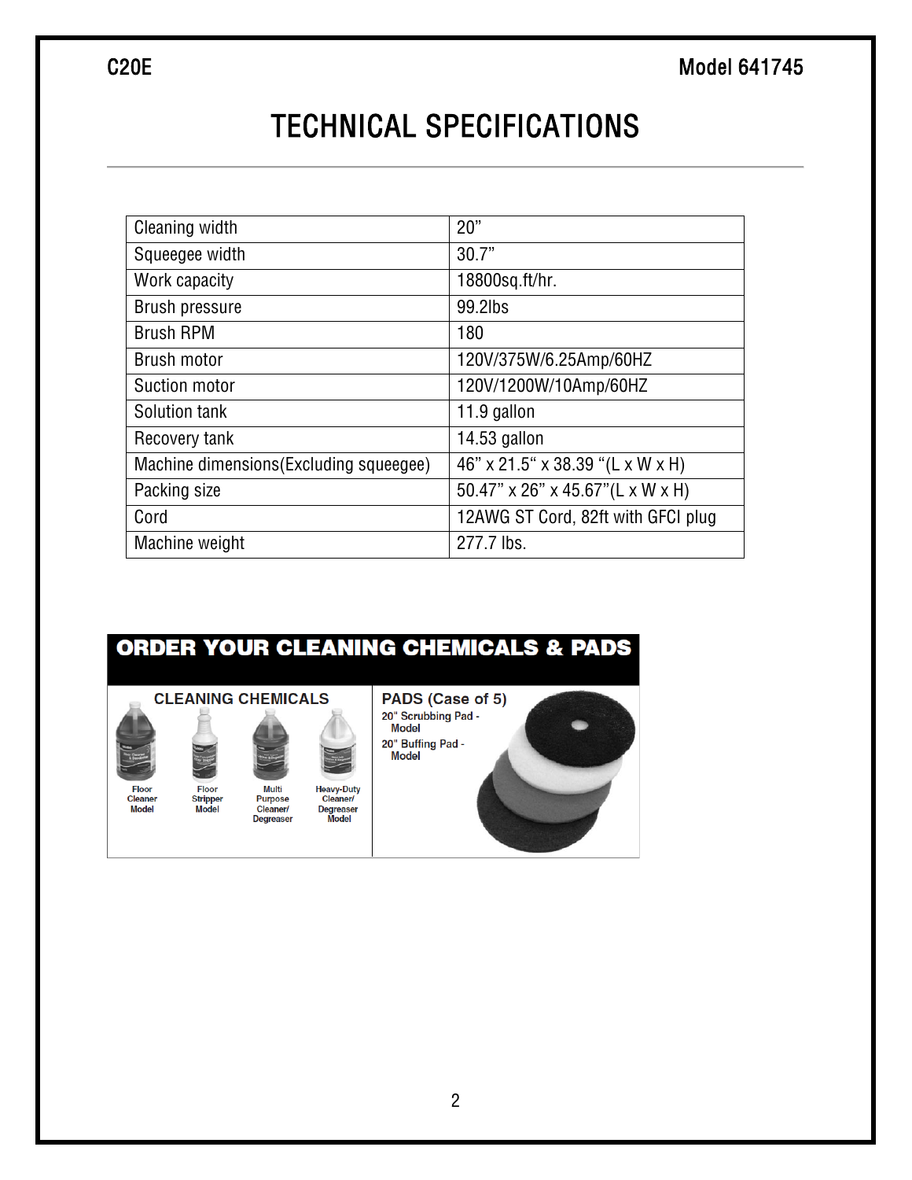# TECHNICAL SPECIFICATIONS

| Cleaning width | 20” |
|---|---|
| Squeegee width | 30.7” |
| Work capacity | 18800sq.ft/hr. |
| Brush pressure | 99.2lbs |
| Brush RPM | 180 |
| Brush motor | 120V/375W/6.25Amp/60HZ |
| Suction motor | 120V/1200W/10Amp/60HZ |
| Solution tank | 11.9 gallon |
| Recovery tank | 14.53 gallon |
| Machine dimensions(Excluding squeegee) | 46” x 21.5“ x 38.39 “(L x W x H) |
| Packing size | 50.47” x 26” x 45.67”(L x W x H) |
| Cord | 12AWG ST Cord, 82ft with GFCI plug |
| Machine weight | 277.7 lbs. |

## ORDER YOUR CLEANING CHEMICALS & PADS

**CLEANING CHEMICALS**

- Floor Cleaner Model
- Floor Stripper Model
- Multi Purpose Cleaner/ Degreaser
- Heavy-Duty Cleaner/ Degreaser Model

**PADS (Case of 5)**

- 20" Scrubbing Pad - Model
- 20" Buffing Pad - Model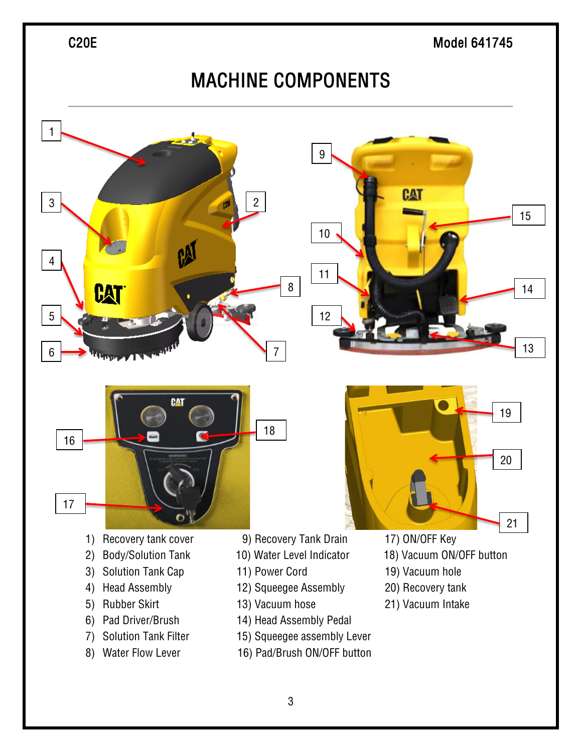# MACHINE COMPONENTS

1) Recovery tank cover
2) Body/Solution Tank
3) Solution Tank Cap
4) Head Assembly
5) Rubber Skirt
6) Pad Driver/Brush
7) Solution Tank Filter
8) Water Flow Lever
9) Recovery Tank Drain
10) Water Level Indicator
11) Power Cord
12) Squeegee Assembly
13) Vacuum hose
14) Head Assembly Pedal
15) Squeegee assembly Lever
16) Pad/Brush ON/OFF button
17) ON/OFF Key
18) Vacuum ON/OFF button
19) Vacuum hole
20) Recovery tank
21) Vacuum Intake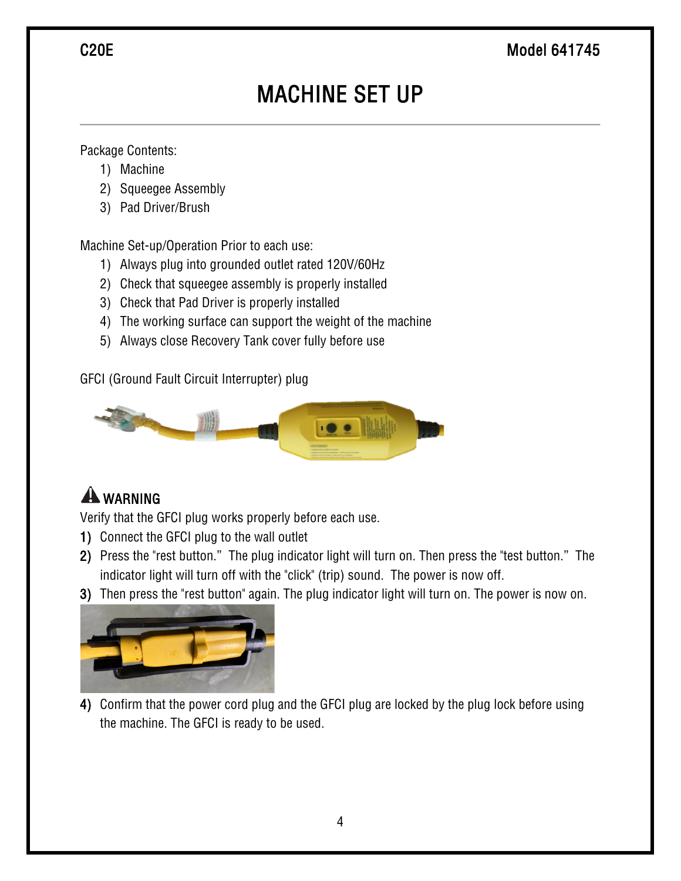# MACHINE SET UP

Package Contents:

1) Machine
2) Squeegee Assembly
3) Pad Driver/Brush

Machine Set-up/Operation Prior to each use:

1) Always plug into grounded outlet rated 120V/60Hz
2) Check that squeegee assembly is properly installed
3) Check that Pad Driver is properly installed
4) The working surface can support the weight of the machine
5) Always close Recovery Tank cover fully before use

GFCI (Ground Fault Circuit Interrupter) plug

**⚠ WARNING**

Verify that the GFCI plug works properly before each use.

1) Connect the GFCI plug to the wall outlet
2) Press the "rest button." The plug indicator light will turn on. Then press the "test button." The indicator light will turn off with the "click" (trip) sound. The power is now off.
3) Then press the "rest button" again. The plug indicator light will turn on. The power is now on.
4) Confirm that the power cord plug and the GFCI plug are locked by the plug lock before using the machine. The GFCI is ready to be used.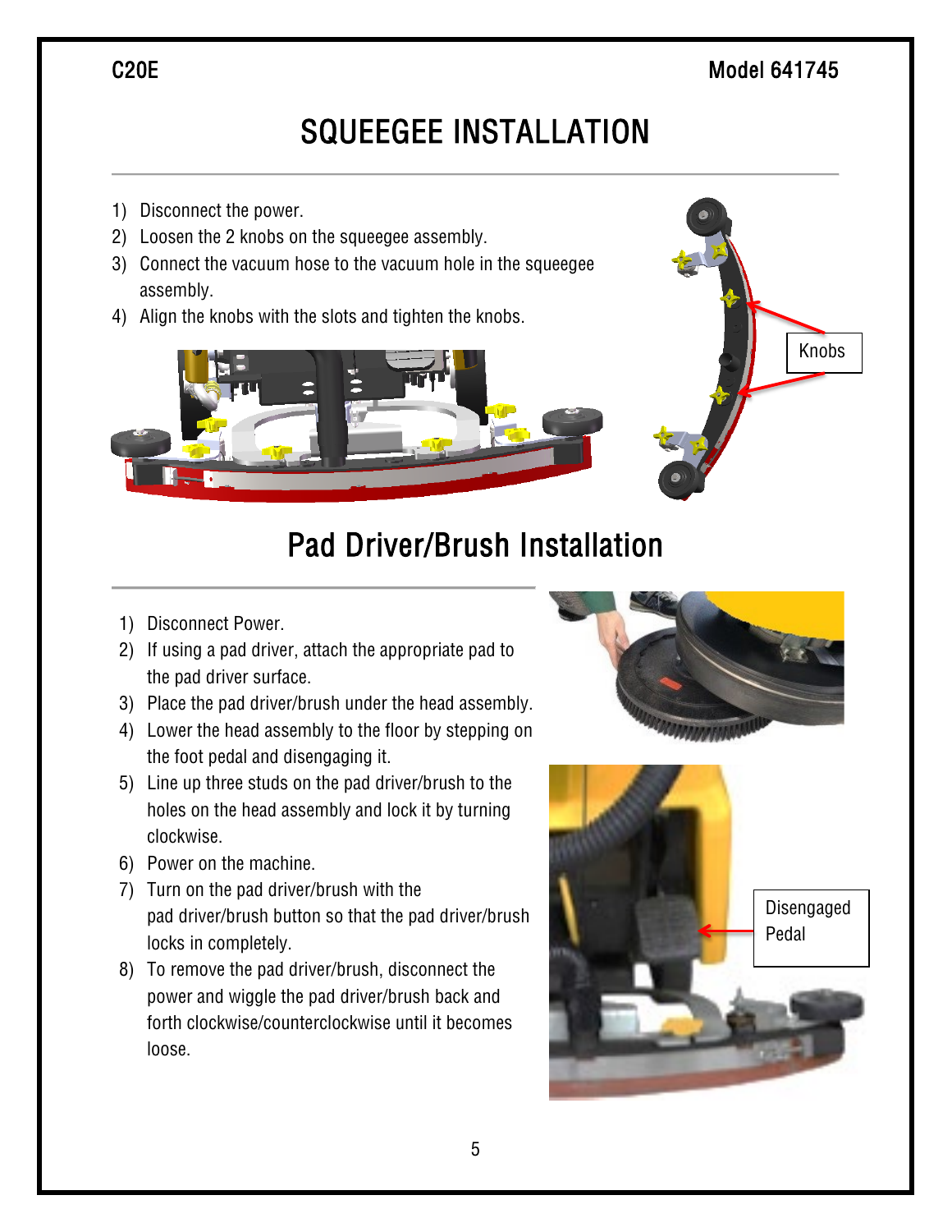# SQUEEGEE INSTALLATION

1) Disconnect the power.
2) Loosen the 2 knobs on the squeegee assembly.
3) Connect the vacuum hose to the vacuum hole in the squeegee assembly.
4) Align the knobs with the slots and tighten the knobs.

Knobs

# Pad Driver/Brush Installation

1) Disconnect Power.
2) If using a pad driver, attach the appropriate pad to the pad driver surface.
3) Place the pad driver/brush under the head assembly.
4) Lower the head assembly to the floor by stepping on the foot pedal and disengaging it.
5) Line up three studs on the pad driver/brush to the holes on the head assembly and lock it by turning clockwise.
6) Power on the machine.
7) Turn on the pad driver/brush with the pad driver/brush button so that the pad driver/brush locks in completely.
8) To remove the pad driver/brush, disconnect the power and wiggle the pad driver/brush back and forth clockwise/counterclockwise until it becomes loose.

Disengaged Pedal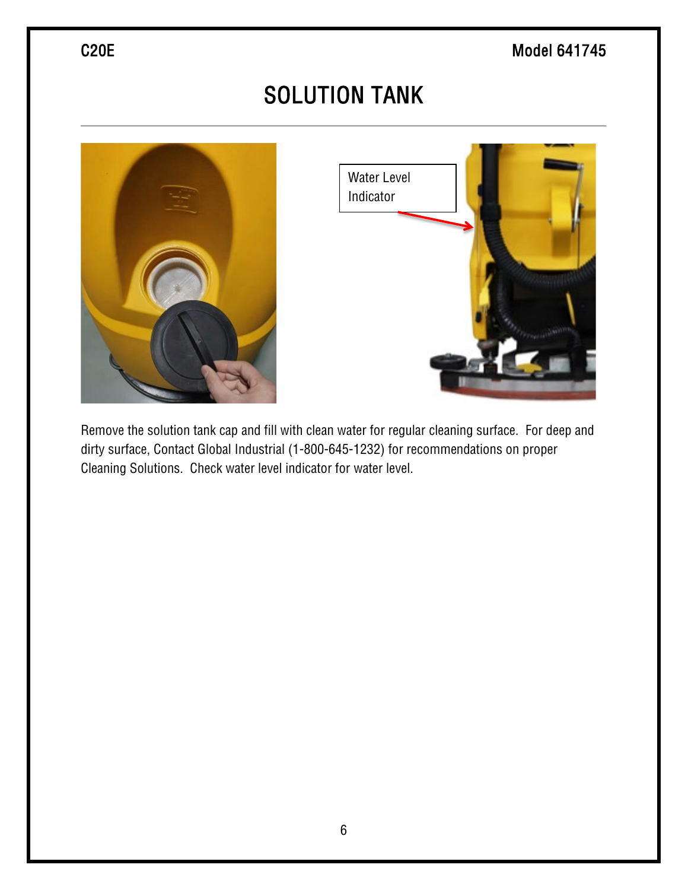# SOLUTION TANK

Water Level Indicator

Remove the solution tank cap and fill with clean water for regular cleaning surface. For deep and dirty surface, Contact Global Industrial (1-800-645-1232) for recommendations on proper Cleaning Solutions. Check water level indicator for water level.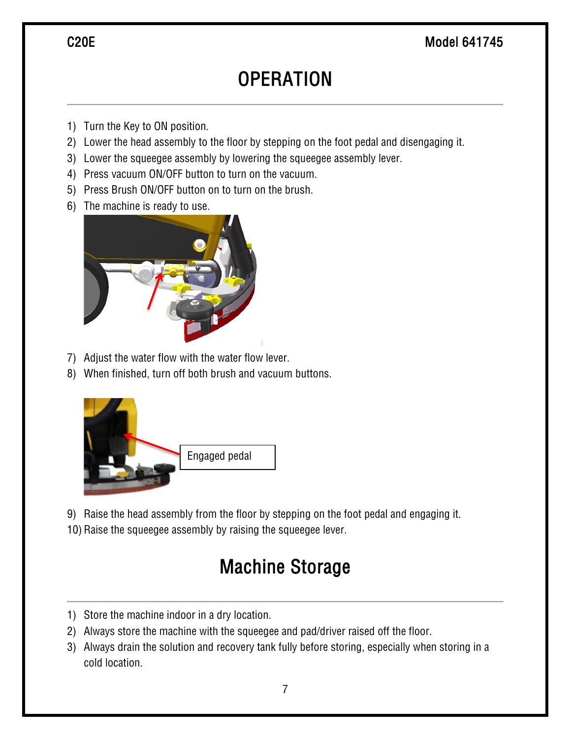# OPERATION

1) Turn the Key to ON position.
2) Lower the head assembly to the floor by stepping on the foot pedal and disengaging it.
3) Lower the squeegee assembly by lowering the squeegee assembly lever.
4) Press vacuum ON/OFF button to turn on the vacuum.
5) Press Brush ON/OFF button on to turn on the brush.
6) The machine is ready to use.
7) Adjust the water flow with the water flow lever.
8) When finished, turn off both brush and vacuum buttons.

Engaged pedal

9) Raise the head assembly from the floor by stepping on the foot pedal and engaging it.
10) Raise the squeegee assembly by raising the squeegee lever.

# Machine Storage

1) Store the machine indoor in a dry location.
2) Always store the machine with the squeegee and pad/driver raised off the floor.
3) Always drain the solution and recovery tank fully before storing, especially when storing in a cold location.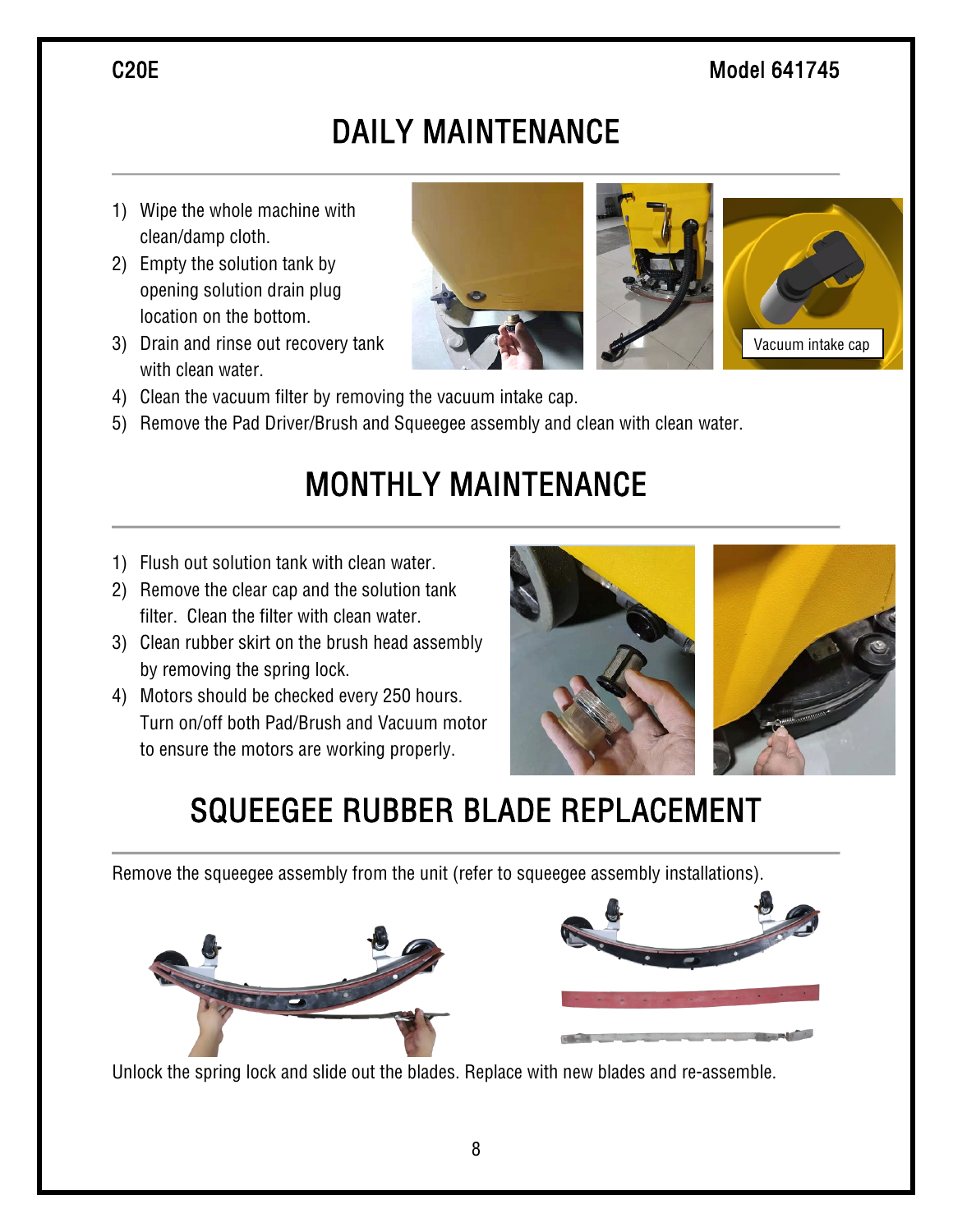# DAILY MAINTENANCE

1) Wipe the whole machine with clean/damp cloth.
2) Empty the solution tank by opening solution drain plug location on the bottom.
3) Drain and rinse out recovery tank with clean water.
4) Clean the vacuum filter by removing the vacuum intake cap.
5) Remove the Pad Driver/Brush and Squeegee assembly and clean with clean water.

Vacuum intake cap

# MONTHLY MAINTENANCE

1) Flush out solution tank with clean water.
2) Remove the clear cap and the solution tank filter. Clean the filter with clean water.
3) Clean rubber skirt on the brush head assembly by removing the spring lock.
4) Motors should be checked every 250 hours. Turn on/off both Pad/Brush and Vacuum motor to ensure the motors are working properly.

# SQUEEGEE RUBBER BLADE REPLACEMENT

Remove the squeegee assembly from the unit (refer to squeegee assembly installations).

Unlock the spring lock and slide out the blades. Replace with new blades and re-assemble.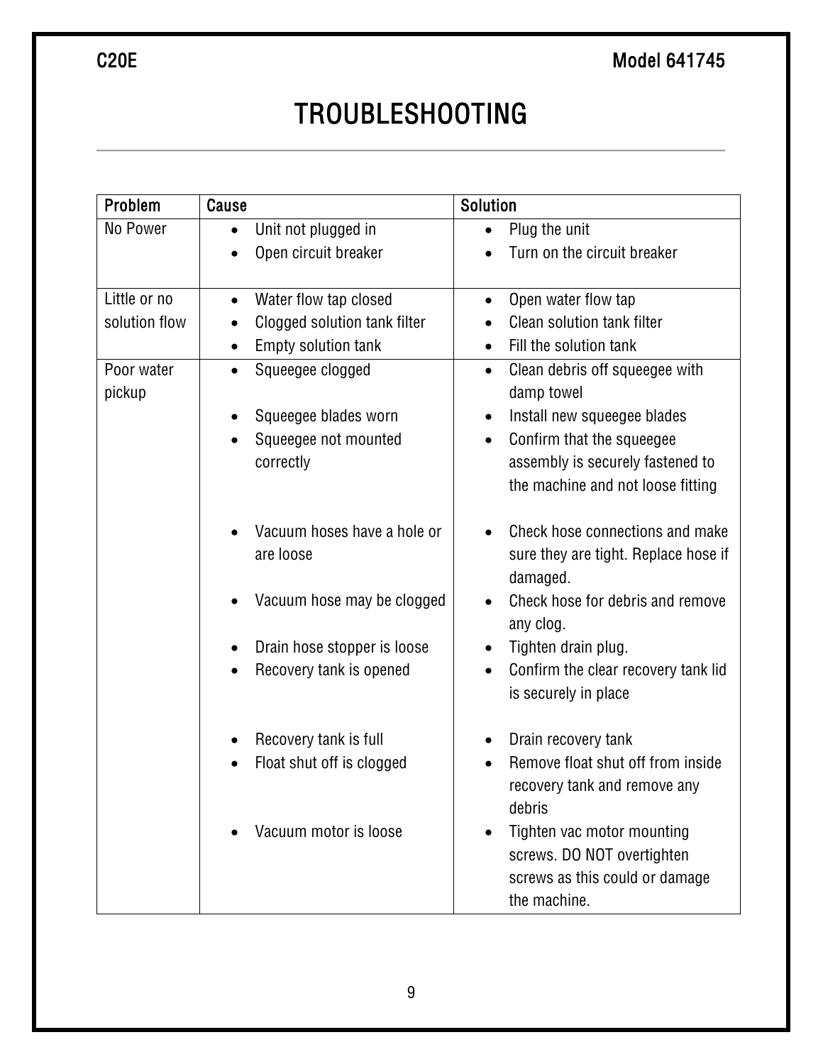# TROUBLESHOOTING

| Problem | Cause | Solution |
| --- | --- | --- |
| No Power | • Unit not plugged in<br>• Open circuit breaker | • Plug the unit<br>• Turn on the circuit breaker |
| Little or no solution flow | • Water flow tap closed<br>• Clogged solution tank filter<br>• Empty solution tank | • Open water flow tap<br>• Clean solution tank filter<br>• Fill the solution tank |
| Poor water pickup | • Squeegee clogged<br>• Squeegee blades worn<br>• Squeegee not mounted correctly<br>• Vacuum hoses have a hole or are loose<br>• Vacuum hose may be clogged<br>• Drain hose stopper is loose<br>• Recovery tank is opened<br>• Recovery tank is full<br>• Float shut off is clogged<br>• Vacuum motor is loose | • Clean debris off squeegee with damp towel<br>• Install new squeegee blades<br>• Confirm that the squeegee assembly is securely fastened to the machine and not loose fitting<br>• Check hose connections and make sure they are tight. Replace hose if damaged.<br>• Check hose for debris and remove any clog.<br>• Tighten drain plug.<br>• Confirm the clear recovery tank lid is securely in place<br>• Drain recovery tank<br>• Remove float shut off from inside recovery tank and remove any debris<br>• Tighten vac motor mounting screws. DO NOT overtighten screws as this could or damage the machine. |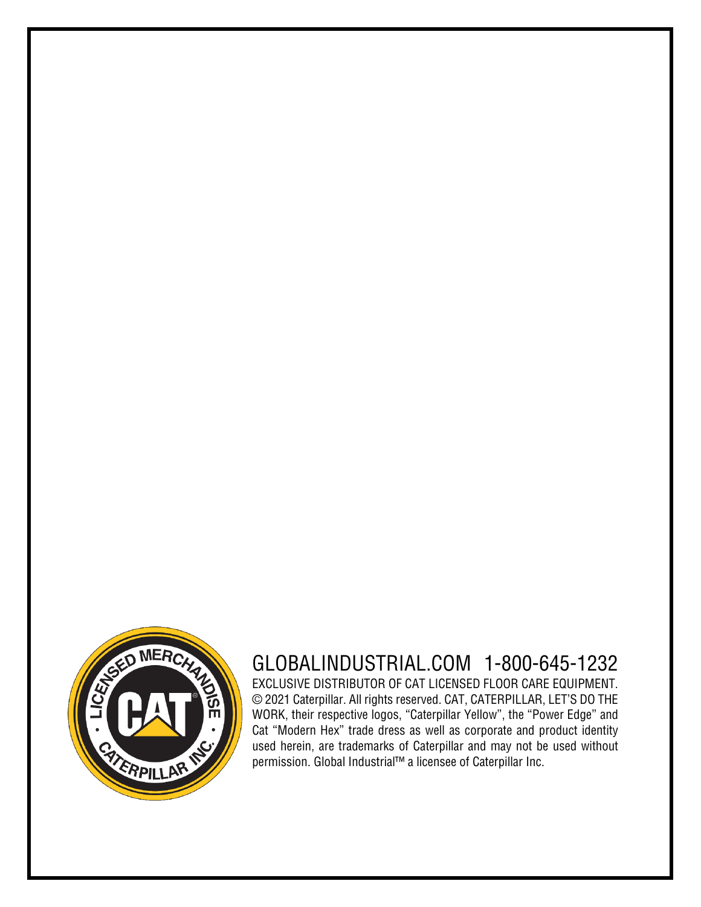GLOBALINDUSTRIAL.COM 1-800-645-1232

EXCLUSIVE DISTRIBUTOR OF CAT LICENSED FLOOR CARE EQUIPMENT.
© 2021 Caterpillar. All rights reserved. CAT, CATERPILLAR, LET'S DO THE WORK, their respective logos, "Caterpillar Yellow", the "Power Edge" and Cat "Modern Hex" trade dress as well as corporate and product identity used herein, are trademarks of Caterpillar and may not be used without permission. Global Industrial™ a licensee of Caterpillar Inc.